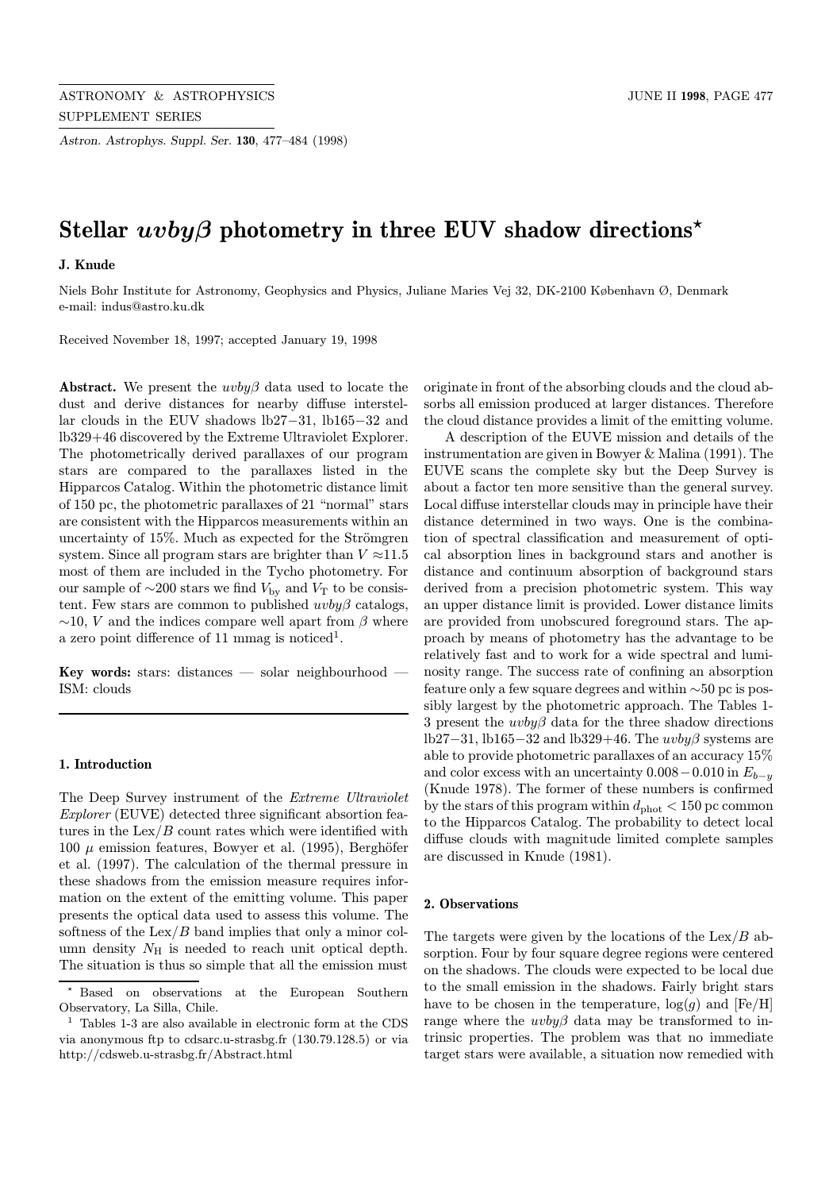# Stellar $uvby\beta$ photometry in three EUV shadow directions*

**J. Knude**

Niels Bohr Institute for Astronomy, Geophysics and Physics, Juliane Maries Vej 32, DK-2100 København Ø, Denmark
e-mail: indus@astro.ku.dk

Received November 18, 1997; accepted January 19, 1998

**Abstract.** We present the $uvby\beta$ data used to locate the dust and derive distances for nearby diffuse interstellar clouds in the EUV shadows lb27−31, lb165−32 and lb329+46 discovered by the Extreme Ultraviolet Explorer. The photometrically derived parallaxes of our program stars are compared to the parallaxes listed in the Hipparcos Catalog. Within the photometric distance limit of 150 pc, the photometric parallaxes of 21 "normal" stars are consistent with the Hipparcos measurements within an uncertainty of 15%. Much as expected for the Strömgren system. Since all program stars are brighter than $V \approx 11.5$ most of them are included in the Tycho photometry. For our sample of ∼200 stars we find $V_{\rm by}$ and $V_{\rm T}$ to be consistent. Few stars are common to published $uvby\beta$ catalogs, ∼10, $V$ and the indices compare well apart from $\beta$ where a zero point difference of 11 mmag is noticed[1].

**Key words:** stars: distances — solar neighbourhood — ISM: clouds

## 1. Introduction

The Deep Survey instrument of the *Extreme Ultraviolet Explorer* (EUVE) detected three significant absorption features in the Lex/$B$ count rates which were identified with 100 $\mu$ emission features, Bowyer et al. (1995), Berghöfer et al. (1997). The calculation of the thermal pressure in these shadows from the emission measure requires information on the extent of the emitting volume. This paper presents the optical data used to assess this volume. The softness of the Lex/$B$ band implies that only a minor column density $N_{\rm H}$ is needed to reach unit optical depth. The situation is thus so simple that all the emission must originate in front of the absorbing clouds and the cloud absorbs all emission produced at larger distances. Therefore the cloud distance provides a limit of the emitting volume.

A description of the EUVE mission and details of the instrumentation are given in Bowyer & Malina (1991). The EUVE scans the complete sky but the Deep Survey is about a factor ten more sensitive than the general survey. Local diffuse interstellar clouds may in principle have their distance determined in two ways. One is the combination of spectral classification and measurement of optical absorption lines in background stars and another is distance and continuum absorption of background stars derived from a precision photometric system. This way an upper distance limit is provided. Lower distance limits are provided from unobscured foreground stars. The approach by means of photometry has the advantage to be relatively fast and to work for a wide spectral and luminosity range. The success rate of confining an absorption feature only a few square degrees and within ∼50 pc is possibly largest by the photometric approach. The Tables 1-3 present the $uvby\beta$ data for the three shadow directions lb27−31, lb165−32 and lb329+46. The $uvby\beta$ systems are able to provide photometric parallaxes of an accuracy 15% and color excess with an uncertainty 0.008 − 0.010 in $E_{b-y}$ (Knude 1978). The former of these numbers is confirmed by the stars of this program within $d_{\rm phot} < 150$ pc common to the Hipparcos Catalog. The probability to detect local diffuse clouds with magnitude limited complete samples are discussed in Knude (1981).

## 2. Observations

The targets were given by the locations of the Lex/$B$ absorption. Four by four square degree regions were centered on the shadows. The clouds were expected to be local due to the small emission in the shadows. Fairly bright stars have to be chosen in the temperature, log($g$) and [Fe/H] range where the $uvby\beta$ data may be transformed to intrinsic properties. The problem was that no immediate target stars were available, a situation now remedied with

---

* Based on observations at the European Southern Observatory, La Silla, Chile.

[1] Tables 1-3 are also available in electronic form at the CDS via anonymous ftp to cdsarc.u-strasbg.fr (130.79.128.5) or via http://cdsweb.u-strasbg.fr/Abstract.html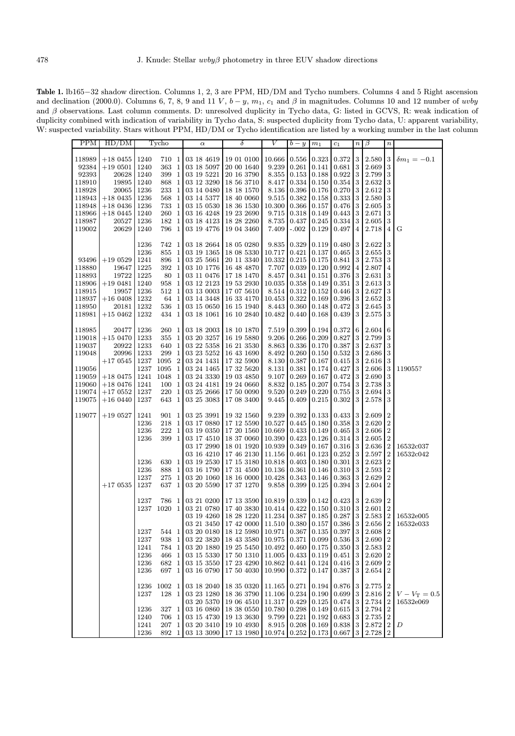**Table 1.** lb165−32 shadow direction. Columns 1, 2, 3 are PPM, HD/DM and Tycho numbers. Columns 4 and 5 Right ascension and declination (2000.0). Columns 6, 7, 8, 9 and 11 $V$, $b-y$, $m_1$, $c_1$ and $\beta$ in magnitudes. Columns 10 and 12 number of $uvby$ and $\beta$ observations. Last column comments. D: unresolved duplicity in Tycho data, G: listed in GCVS, R: weak indication of duplicity combined with indication of variability in Tycho data, S: suspected duplicity from Tycho data, U: apparent variability, W: suspected variability. Stars without PPM, HD/DM or Tycho identification are listed by a working number in the last column

| PPM | HD/DM | Tycho | α | δ | $V$ | $b-y$ | $m_1$ | $c_1$ | $n$ | β | $n$ | |
|---|---|---|---|---|---|---|---|---|---|---|---|---|
| 118989 | +18 0455 | 1240 710 1 | 03 18 4619 | 19 01 0100 | 10.666 | 0.556 | 0.323 | 0.372 | 3 | 2.580 | 3 | $\delta m_1 = -0.1$ |
| 92384 | +19 0501 | 1240 363 1 | 03 18 5097 | 20 00 1640 | 9.239 | 0.261 | 0.141 | 0.681 | 3 | 2.669 | 3 | |
| 92393 | 20628 | 1240 399 1 | 03 19 5221 | 20 16 3790 | 8.355 | 0.153 | 0.188 | 0.922 | 3 | 2.799 | 3 | |
| 118910 | 19895 | 1240 868 1 | 03 12 3290 | 18 56 3710 | 8.417 | 0.334 | 0.150 | 0.354 | 3 | 2.632 | 3 | |
| 118928 | 20065 | 1236 233 1 | 03 14 0480 | 18 18 1570 | 8.136 | 0.396 | 0.176 | 0.270 | 3 | 2.612 | 3 | |
| 118943 | +18 0435 | 1236 568 1 | 03 14 5377 | 18 40 0060 | 9.515 | 0.382 | 0.158 | 0.333 | 3 | 2.580 | 3 | |
| 118948 | +18 0436 | 1236 733 1 | 03 15 0530 | 18 36 1530 | 10.300 | 0.366 | 0.157 | 0.476 | 3 | 2.605 | 3 | |
| 118966 | +18 0445 | 1240 260 1 | 03 16 4248 | 19 23 2690 | 9.715 | 0.318 | 0.149 | 0.443 | 3 | 2.671 | 3 | |
| 118987 | 20527 | 1236 182 1 | 03 18 4123 | 18 28 2260 | 8.735 | 0.437 | 0.245 | 0.334 | 3 | 2.605 | 3 | |
| 119002 | 20629 | 1240 796 1 | 03 19 4776 | 19 04 3460 | 7.409 | -.002 | 0.129 | 0.497 | 4 | 2.718 | 4 | G |
| | | 1236 742 1 | 03 18 2664 | 18 05 0280 | 9.835 | 0.329 | 0.119 | 0.480 | 3 | 2.622 | 3 | |
| | | 1236 855 1 | 03 19 1365 | 18 08 5330 | 10.717 | 0.421 | 0.137 | 0.465 | 3 | 2.655 | 3 | |
| 93496 | +19 0529 | 1241 896 1 | 03 25 5661 | 20 11 3340 | 10.332 | 0.215 | 0.175 | 0.841 | 3 | 2.753 | 3 | |
| 118880 | 19647 | 1225 392 1 | 03 10 1776 | 16 48 4870 | 7.707 | 0.039 | 0.120 | 0.992 | 4 | 2.807 | 4 | |
| 118893 | 19722 | 1225 80 1 | 03 11 0476 | 17 18 1470 | 8.457 | 0.341 | 0.151 | 0.376 | 3 | 2.631 | 3 | |
| 118906 | +19 0481 | 1240 958 1 | 03 12 2123 | 19 53 2930 | 10.035 | 0.358 | 0.149 | 0.351 | 3 | 2.613 | 3 | |
| 118915 | 19957 | 1236 512 1 | 03 13 0003 | 17 07 5610 | 8.514 | 0.312 | 0.152 | 0.446 | 3 | 2.627 | 3 | |
| 118937 | +16 0408 | 1232 64 1 | 03 14 3448 | 16 33 4170 | 10.453 | 0.322 | 0.169 | 0.396 | 3 | 2.652 | 3 | |
| 118950 | 20181 | 1232 536 1 | 03 15 0650 | 16 15 1940 | 8.443 | 0.360 | 0.148 | 0.472 | 3 | 2.645 | 3 | |
| 118981 | +15 0462 | 1232 434 1 | 03 18 1061 | 16 10 2840 | 10.482 | 0.440 | 0.168 | 0.439 | 3 | 2.575 | 3 | |
| 118985 | 20477 | 1236 260 1 | 03 18 2003 | 18 10 1870 | 7.519 | 0.399 | 0.194 | 0.372 | 6 | 2.604 | 6 | |
| 119018 | +15 0470 | 1233 355 1 | 03 20 3257 | 16 19 5880 | 9.206 | 0.266 | 0.209 | 0.827 | 3 | 2.799 | 3 | |
| 119037 | 20922 | 1233 640 1 | 03 22 5358 | 16 21 3530 | 8.863 | 0.336 | 0.170 | 0.387 | 3 | 2.637 | 3 | |
| 119048 | 20996 | 1233 299 1 | 03 23 5252 | 16 43 1690 | 8.492 | 0.260 | 0.150 | 0.532 | 3 | 2.686 | 3 | |
| | +17 0545 | 1237 1095 2 | 03 24 1431 | 17 32 5900 | 8.130 | 0.387 | 0.167 | 0.415 | 3 | 2.616 | 3 | |
| 119056 | | 1237 1095 1 | 03 24 1465 | 17 32 5620 | 8.131 | 0.381 | 0.174 | 0.427 | 3 | 2.606 | 3 | 119055? |
| 119059 | +18 0475 | 1241 1048 1 | 03 24 3330 | 19 03 4850 | 9.107 | 0.269 | 0.167 | 0.472 | 3 | 2.690 | 3 | |
| 119060 | +18 0476 | 1241 100 1 | 03 24 4181 | 19 24 0660 | 8.832 | 0.185 | 0.207 | 0.754 | 3 | 2.738 | 3 | |
| 119074 | +17 0552 | 1237 220 1 | 03 25 2666 | 17 50 0090 | 9.520 | 0.249 | 0.220 | 0.755 | 3 | 2.694 | 3 | |
| 119075 | +16 0440 | 1237 643 1 | 03 25 3083 | 17 08 3400 | 9.445 | 0.409 | 0.215 | 0.302 | 3 | 2.578 | 3 | |
| 119077 | +19 0527 | 1241 901 1 | 03 25 3991 | 19 32 1560 | 9.239 | 0.392 | 0.133 | 0.433 | 3 | 2.609 | 2 | |
| | | 1236 218 1 | 03 17 0880 | 17 12 5590 | 10.527 | 0.445 | 0.180 | 0.358 | 3 | 2.620 | 2 | |
| | | 1236 222 1 | 03 19 0350 | 17 20 1560 | 10.669 | 0.433 | 0.149 | 0.465 | 3 | 2.606 | 2 | |
| | | 1236 399 1 | 03 17 4510 | 18 37 0060 | 10.390 | 0.423 | 0.126 | 0.314 | 3 | 2.605 | 2 | |
| | | | 03 17 2990 | 18 01 1920 | 10.939 | 0.349 | 0.167 | 0.316 | 3 | 2.636 | 2 | 16532c037 |
| | | | 03 16 4210 | 17 46 2130 | 11.156 | 0.461 | 0.123 | 0.252 | 3 | 2.597 | 2 | 16532c042 |
| | | 1236 630 1 | 03 19 2530 | 17 15 3180 | 10.818 | 0.403 | 0.180 | 0.301 | 3 | 2.623 | 2 | |
| | | 1236 888 1 | 03 16 1790 | 17 31 4500 | 10.136 | 0.361 | 0.146 | 0.310 | 3 | 2.593 | 2 | |
| | | 1237 275 1 | 03 20 1060 | 18 16 0000 | 10.428 | 0.343 | 0.146 | 0.363 | 3 | 2.629 | 2 | |
| | +17 0535 | 1237 637 1 | 03 20 5590 | 17 37 1270 | 9.858 | 0.399 | 0.125 | 0.394 | 3 | 2.604 | 2 | |
| | | 1237 786 1 | 03 21 0200 | 17 13 3590 | 10.819 | 0.339 | 0.142 | 0.423 | 3 | 2.639 | 2 | |
| | | 1237 1020 1 | 03 21 0780 | 17 40 3830 | 10.414 | 0.422 | 0.150 | 0.310 | 3 | 2.601 | 2 | |
| | | | 03 19 4260 | 18 28 1220 | 11.234 | 0.387 | 0.185 | 0.287 | 3 | 2.583 | 2 | 16532e005 |
| | | | 03 21 3450 | 17 42 0000 | 11.510 | 0.380 | 0.157 | 0.386 | 3 | 2.656 | 2 | 16532e033 |
| | | 1237 544 1 | 03 20 0180 | 18 12 5980 | 10.971 | 0.367 | 0.135 | 0.397 | 3 | 2.608 | 2 | |
| | | 1237 938 1 | 03 22 3820 | 18 43 3580 | 10.975 | 0.371 | 0.099 | 0.536 | 3 | 2.690 | 2 | |
| | | 1241 784 1 | 03 20 1880 | 19 25 5450 | 10.492 | 0.460 | 0.175 | 0.350 | 3 | 2.583 | 2 | |
| | | 1236 466 1 | 03 15 5330 | 17 50 1310 | 11.005 | 0.433 | 0.119 | 0.451 | 3 | 2.620 | 2 | |
| | | 1236 682 1 | 03 15 3550 | 17 23 4290 | 10.862 | 0.441 | 0.124 | 0.416 | 3 | 2.609 | 2 | |
| | | 1236 697 1 | 03 16 0790 | 17 50 4030 | 10.990 | 0.372 | 0.147 | 0.387 | 3 | 2.654 | 2 | |
| | | 1236 1002 1 | 03 18 2040 | 18 35 0320 | 11.165 | 0.271 | 0.194 | 0.876 | 3 | 2.775 | 2 | |
| | | 1237 128 1 | 03 23 1280 | 18 36 3790 | 11.106 | 0.234 | 0.190 | 0.699 | 3 | 2.816 | 2 | $V - V_{\rm T} = 0.5$ |
| | | | 03 20 5370 | 19 06 4510 | 11.317 | 0.429 | 0.125 | 0.474 | 3 | 2.734 | 2 | 16532e069 |
| | | 1236 327 1 | 03 16 0860 | 18 38 0550 | 10.780 | 0.298 | 0.149 | 0.615 | 3 | 2.794 | 2 | |
| | | 1240 706 1 | 03 15 4730 | 19 13 3630 | 9.799 | 0.221 | 0.192 | 0.683 | 3 | 2.735 | 2 | |
| | | 1241 207 1 | 03 20 3410 | 19 10 4930 | 8.915 | 0.208 | 0.169 | 0.838 | 3 | 2.872 | 2 | D |
| | | 1236 892 1 | 03 13 3090 | 17 13 1980 | 10.974 | 0.252 | 0.173 | 0.667 | 3 | 2.728 | 2 | |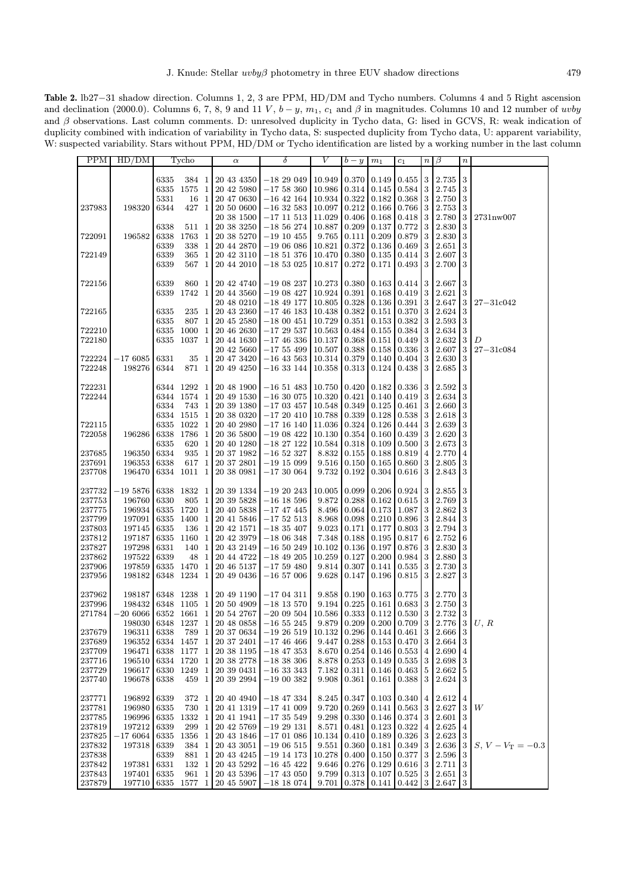**Table 2.** lb27−31 shadow direction. Columns 1, 2, 3 are PPM, HD/DM and Tycho numbers. Columns 4 and 5 Right ascension and declination (2000.0). Columns 6, 7, 8, 9 and 11 $V$, $b-y$, $m_1$, $c_1$ and $\beta$ in magnitudes. Columns 10 and 12 number of $uvby$ and $\beta$ observations. Last column comments. D: unresolved duplicity in Tycho data, G: listed in GCVS, R: weak indication of duplicity combined with indication of variability in Tycho data, S: suspected duplicity from Tycho data, U: apparent variability, W: suspected variability. Stars without PPM, HD/DM or Tycho identification are listed by a working number in the last column

| PPM | HD/DM | Tycho | $\alpha$ | $\delta$ | $V$ | $b-y$ | $m_1$ | $c_1$ | $n$ | $\beta$ | $n$ | |
|---|---|---|---|---|---|---|---|---|---|---|---|---|
| | | 6335 384 1 | 20 43 4350 | −18 29 049 | 10.949 | 0.370 | 0.149 | 0.455 | 3 | 2.735 | 3 | |
| | | 6335 1575 1 | 20 42 5980 | −17 58 360 | 10.986 | 0.314 | 0.145 | 0.584 | 3 | 2.745 | 3 | |
| | | 5331 16 1 | 20 47 0630 | −16 42 164 | 10.934 | 0.322 | 0.182 | 0.368 | 3 | 2.750 | 3 | |
| 237983 | 198320 | 6344 427 1 | 20 50 0600 | −16 32 583 | 10.097 | 0.212 | 0.166 | 0.766 | 3 | 2.753 | 3 | |
| | | | 20 38 1500 | −17 11 513 | 11.029 | 0.406 | 0.168 | 0.418 | 3 | 2.780 | 3 | 2731nw007 |
| | | 6338 511 1 | 20 38 3250 | −18 56 274 | 10.887 | 0.209 | 0.137 | 0.772 | 3 | 2.830 | 3 | |
| 722091 | 196582 | 6338 1763 1 | 20 38 5270 | −19 10 455 | 9.765 | 0.111 | 0.209 | 0.879 | 3 | 2.830 | 3 | |
| | | 6339 338 1 | 20 44 2870 | −19 06 086 | 10.821 | 0.372 | 0.136 | 0.469 | 3 | 2.651 | 3 | |
| 722149 | | 6339 365 1 | 20 42 3110 | −18 51 376 | 10.470 | 0.380 | 0.135 | 0.414 | 3 | 2.607 | 3 | |
| | | 6339 567 1 | 20 44 2010 | −18 53 025 | 10.817 | 0.272 | 0.171 | 0.493 | 3 | 2.700 | 3 | |
| 722156 | | 6339 860 1 | 20 42 4740 | −19 08 237 | 10.273 | 0.380 | 0.163 | 0.414 | 3 | 2.667 | 3 | |
| | | 6339 1742 1 | 20 44 3560 | −19 08 427 | 10.924 | 0.391 | 0.168 | 0.419 | 3 | 2.621 | 3 | |
| | | | 20 48 0210 | −18 49 177 | 10.805 | 0.328 | 0.136 | 0.391 | 3 | 2.647 | 3 | 27−31c042 |
| 722165 | | 6335 235 1 | 20 43 2360 | −17 46 183 | 10.438 | 0.382 | 0.151 | 0.370 | 3 | 2.624 | 3 | |
| | | 6335 807 1 | 20 45 2580 | −18 00 451 | 10.729 | 0.351 | 0.153 | 0.382 | 3 | 2.593 | 3 | |
| 722210 | | 6335 1000 1 | 20 46 2630 | −17 29 537 | 10.563 | 0.484 | 0.155 | 0.384 | 3 | 2.634 | 3 | |
| 722180 | | 6335 1037 1 | 20 44 1630 | −17 46 336 | 10.137 | 0.368 | 0.151 | 0.449 | 3 | 2.632 | 3 | D |
| | | | 20 42 5660 | −17 55 499 | 10.507 | 0.388 | 0.158 | 0.336 | 3 | 2.607 | 3 | 27−31c084 |
| 722224 | −17 6085 | 6331 35 1 | 20 47 3420 | −16 43 563 | 10.314 | 0.379 | 0.140 | 0.404 | 3 | 2.630 | 3 | |
| 722248 | 198276 | 6344 871 1 | 20 49 4250 | −16 33 144 | 10.358 | 0.313 | 0.124 | 0.438 | 3 | 2.685 | 3 | |
| 722231 | | 6344 1292 1 | 20 48 1900 | −16 51 483 | 10.750 | 0.420 | 0.182 | 0.336 | 3 | 2.592 | 3 | |
| 722244 | | 6344 1574 1 | 20 49 1530 | −16 30 075 | 10.320 | 0.421 | 0.140 | 0.419 | 3 | 2.634 | 3 | |
| | | 6334 743 1 | 20 39 1380 | −17 03 457 | 10.548 | 0.349 | 0.125 | 0.461 | 3 | 2.660 | 3 | |
| | | 6334 1515 1 | 20 38 0320 | −17 20 410 | 10.788 | 0.339 | 0.128 | 0.538 | 3 | 2.618 | 3 | |
| 722115 | | 6335 1022 1 | 20 40 2980 | −17 16 140 | 11.036 | 0.324 | 0.126 | 0.444 | 3 | 2.639 | 3 | |
| 722058 | 196286 | 6338 1786 1 | 20 36 5800 | −19 08 422 | 10.130 | 0.354 | 0.160 | 0.439 | 3 | 2.620 | 3 | |
| | | 6335 620 1 | 20 40 1280 | −18 27 122 | 10.584 | 0.318 | 0.109 | 0.500 | 3 | 2.673 | 3 | |
| 237685 | 196350 | 6334 935 1 | 20 37 1982 | −16 52 327 | 8.832 | 0.155 | 0.188 | 0.819 | 4 | 2.770 | 4 | |
| 237691 | 196353 | 6338 617 1 | 20 37 2801 | −19 15 099 | 9.516 | 0.150 | 0.165 | 0.860 | 3 | 2.805 | 3 | |
| 237708 | 196470 | 6334 1011 1 | 20 38 0981 | −17 30 064 | 9.732 | 0.192 | 0.304 | 0.616 | 3 | 2.843 | 3 | |
| 237732 | −19 5876 | 6338 1832 1 | 20 39 1334 | −19 20 243 | 10.005 | 0.099 | 0.206 | 0.924 | 3 | 2.855 | 3 | |
| 237753 | 196760 | 6330 805 1 | 20 39 5828 | −16 18 596 | 9.872 | 0.288 | 0.162 | 0.615 | 3 | 2.769 | 3 | |
| 237775 | 196934 | 6335 1720 1 | 20 40 5838 | −17 47 445 | 8.496 | 0.064 | 0.173 | 1.087 | 3 | 2.862 | 3 | |
| 237799 | 197091 | 6335 1400 1 | 20 41 5846 | −17 52 513 | 8.968 | 0.098 | 0.210 | 0.896 | 3 | 2.844 | 3 | |
| 237803 | 197145 | 6335 136 1 | 20 42 1571 | −18 35 407 | 9.023 | 0.171 | 0.177 | 0.803 | 3 | 2.794 | 3 | |
| 237812 | 197187 | 6335 1160 1 | 20 42 3979 | −18 06 348 | 7.348 | 0.188 | 0.195 | 0.817 | 6 | 2.752 | 6 | |
| 237827 | 197298 | 6331 140 1 | 20 43 2149 | −16 50 249 | 10.102 | 0.136 | 0.197 | 0.876 | 3 | 2.830 | 3 | |
| 237862 | 197522 | 6339 48 1 | 20 44 4722 | −18 49 205 | 10.259 | 0.127 | 0.200 | 0.984 | 3 | 2.880 | 3 | |
| 237906 | 197859 | 6335 1470 1 | 20 46 5137 | −17 59 480 | 9.814 | 0.307 | 0.141 | 0.535 | 3 | 2.730 | 3 | |
| 237956 | 198182 | 6348 1234 1 | 20 49 0436 | −16 57 006 | 9.628 | 0.147 | 0.196 | 0.815 | 3 | 2.827 | 3 | |
| 237962 | 198187 | 6348 1238 1 | 20 49 1190 | −17 04 311 | 9.858 | 0.190 | 0.163 | 0.775 | 3 | 2.770 | 3 | |
| 237996 | 198432 | 6348 1105 1 | 20 50 4909 | −18 13 570 | 9.194 | 0.225 | 0.161 | 0.683 | 3 | 2.750 | 3 | |
| 271784 | −20 6066 | 6352 1661 1 | 20 54 2767 | −20 09 504 | 10.586 | 0.333 | 0.112 | 0.530 | 3 | 2.732 | 3 | |
| | 198030 | 6348 1237 1 | 20 48 0858 | −16 55 245 | 9.879 | 0.209 | 0.200 | 0.709 | 3 | 2.776 | 3 | U, R |
| 237679 | 196311 | 6338 789 1 | 20 37 0634 | −19 26 519 | 10.132 | 0.296 | 0.144 | 0.461 | 3 | 2.666 | 3 | |
| 237689 | 196352 | 6334 1457 1 | 20 37 2401 | −17 46 466 | 9.447 | 0.288 | 0.153 | 0.470 | 3 | 2.664 | 3 | |
| 237709 | 196471 | 6338 1177 1 | 20 38 1195 | −18 47 353 | 8.670 | 0.254 | 0.146 | 0.553 | 4 | 2.690 | 4 | |
| 237716 | 196510 | 6334 1720 1 | 20 38 2778 | −18 38 306 | 8.878 | 0.253 | 0.149 | 0.535 | 3 | 2.698 | 3 | |
| 237729 | 196617 | 6330 1249 1 | 20 39 0431 | −16 33 343 | 7.182 | 0.311 | 0.146 | 0.463 | 5 | 2.662 | 5 | |
| 237740 | 196678 | 6338 459 1 | 20 39 2994 | −19 00 382 | 9.908 | 0.361 | 0.161 | 0.388 | 3 | 2.624 | 3 | |
| 237771 | 196892 | 6339 372 1 | 20 40 4940 | −18 47 334 | 8.245 | 0.347 | 0.103 | 0.340 | 4 | 2.612 | 4 | |
| 237781 | 196980 | 6335 730 1 | 20 41 1319 | −17 41 009 | 9.720 | 0.269 | 0.141 | 0.563 | 3 | 2.627 | 3 | W |
| 237785 | 196996 | 6335 1332 1 | 20 41 1941 | −17 35 549 | 9.298 | 0.330 | 0.146 | 0.374 | 3 | 2.601 | 3 | |
| 237819 | 197212 | 6339 299 1 | 20 42 5769 | −19 29 131 | 8.571 | 0.481 | 0.123 | 0.322 | 4 | 2.625 | 4 | |
| 237825 | −17 6064 | 6335 1356 1 | 20 43 1846 | −17 01 086 | 10.134 | 0.410 | 0.189 | 0.326 | 3 | 2.623 | 3 | |
| 237832 | 197318 | 6339 384 1 | 20 43 3051 | −19 06 515 | 9.551 | 0.360 | 0.181 | 0.349 | 3 | 2.636 | 3 | S, $V-V_{\rm T}=-0.3$ |
| 237838 | | 6339 881 1 | 20 43 4245 | −19 14 173 | 10.278 | 0.400 | 0.150 | 0.377 | 3 | 2.596 | 3 | |
| 237842 | 197381 | 6331 132 1 | 20 43 5292 | −16 45 422 | 9.646 | 0.276 | 0.129 | 0.616 | 3 | 2.711 | 3 | |
| 237843 | 197401 | 6335 961 1 | 20 43 5396 | −17 43 050 | 9.799 | 0.313 | 0.107 | 0.525 | 3 | 2.651 | 3 | |
| 237879 | 197710 | 6335 1577 1 | 20 45 5907 | −18 18 074 | 9.701 | 0.378 | 0.141 | 0.442 | 3 | 2.647 | 3 | |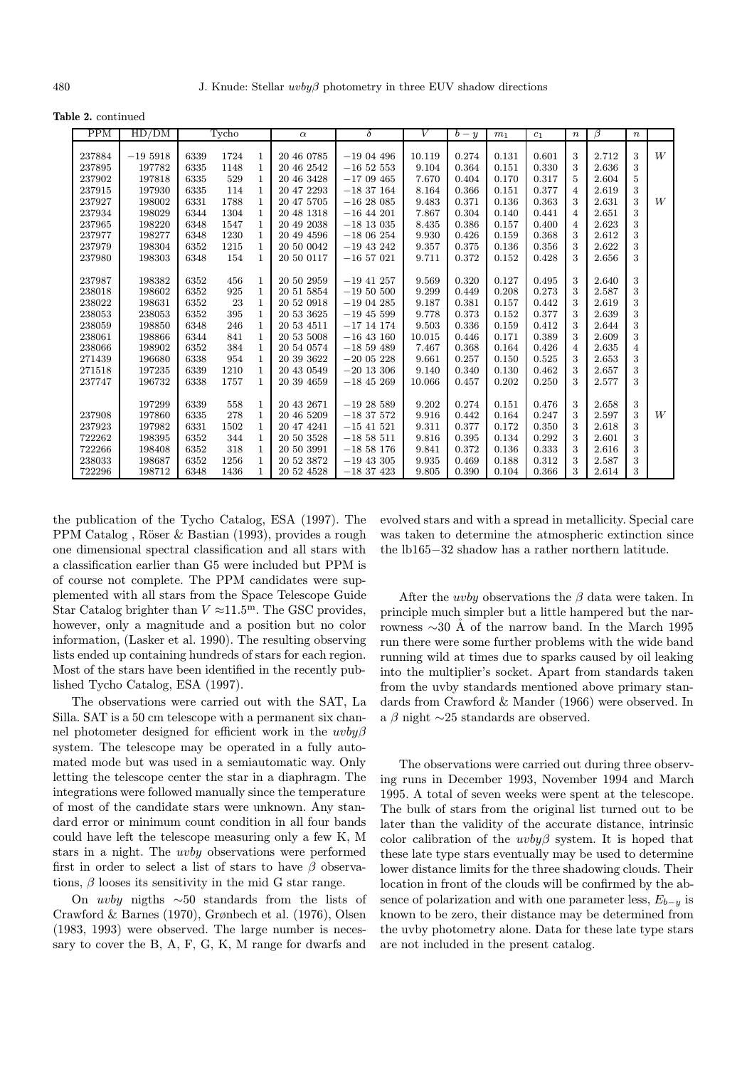**Table 2.** continued

| PPM | HD/DM | Tycho | | | $\alpha$ | $\delta$ | $V$ | $b-y$ | $m_1$ | $c_1$ | $n$ | $\beta$ | $n$ | |
|---|---|---|---|---|---|---|---|---|---|---|---|---|---|---|
| 237884 | $-19$ 5918 | 6339 | 1724 | 1 | 20 46 0785 | $-19$ 04 496 | 10.119 | 0.274 | 0.131 | 0.601 | 3 | 2.712 | 3 | $W$ |
| 237895 | 197782 | 6335 | 1148 | 1 | 20 46 2542 | $-16$ 52 553 | 9.104 | 0.364 | 0.151 | 0.330 | 3 | 2.636 | 3 | |
| 237902 | 197818 | 6335 | 529 | 1 | 20 46 3428 | $-17$ 09 465 | 7.670 | 0.404 | 0.170 | 0.317 | 5 | 2.604 | 5 | |
| 237915 | 197930 | 6335 | 114 | 1 | 20 47 2293 | $-18$ 37 164 | 8.164 | 0.366 | 0.151 | 0.377 | 4 | 2.619 | 3 | |
| 237927 | 198002 | 6331 | 1788 | 1 | 20 47 5705 | $-16$ 28 085 | 9.483 | 0.371 | 0.136 | 0.363 | 3 | 2.631 | 3 | $W$ |
| 237934 | 198029 | 6344 | 1304 | 1 | 20 48 1318 | $-16$ 44 201 | 7.867 | 0.304 | 0.140 | 0.441 | 4 | 2.651 | 3 | |
| 237965 | 198220 | 6348 | 1547 | 1 | 20 49 2038 | $-18$ 13 035 | 8.435 | 0.386 | 0.157 | 0.400 | 4 | 2.623 | 3 | |
| 237977 | 198277 | 6348 | 1230 | 1 | 20 49 4596 | $-18$ 06 254 | 9.930 | 0.426 | 0.159 | 0.368 | 3 | 2.612 | 3 | |
| 237979 | 198304 | 6352 | 1215 | 1 | 20 50 0042 | $-19$ 43 242 | 9.357 | 0.375 | 0.136 | 0.356 | 3 | 2.622 | 3 | |
| 237980 | 198303 | 6348 | 154 | 1 | 20 50 0117 | $-16$ 57 021 | 9.711 | 0.372 | 0.152 | 0.428 | 3 | 2.656 | 3 | |
| 237987 | 198382 | 6352 | 456 | 1 | 20 50 2959 | $-19$ 41 257 | 9.569 | 0.320 | 0.127 | 0.495 | 3 | 2.640 | 3 | |
| 238018 | 198602 | 6352 | 925 | 1 | 20 51 5854 | $-19$ 50 500 | 9.299 | 0.449 | 0.208 | 0.273 | 3 | 2.587 | 3 | |
| 238022 | 198631 | 6352 | 23 | 1 | 20 52 0918 | $-19$ 04 285 | 9.187 | 0.381 | 0.157 | 0.442 | 3 | 2.619 | 3 | |
| 238053 | 238053 | 6352 | 395 | 1 | 20 53 3625 | $-19$ 45 599 | 9.778 | 0.373 | 0.152 | 0.377 | 3 | 2.639 | 3 | |
| 238059 | 198850 | 6348 | 246 | 1 | 20 53 4511 | $-17$ 14 174 | 9.503 | 0.336 | 0.159 | 0.412 | 3 | 2.644 | 3 | |
| 238061 | 198866 | 6344 | 841 | 1 | 20 53 5008 | $-16$ 43 160 | 10.015 | 0.446 | 0.171 | 0.389 | 3 | 2.609 | 3 | |
| 238066 | 198902 | 6352 | 384 | 1 | 20 54 0574 | $-18$ 59 489 | 7.467 | 0.368 | 0.164 | 0.426 | 4 | 2.635 | 4 | |
| 271439 | 196680 | 6338 | 954 | 1 | 20 39 3622 | $-20$ 05 228 | 9.661 | 0.257 | 0.150 | 0.525 | 3 | 2.653 | 3 | |
| 271518 | 197235 | 6339 | 1210 | 1 | 20 43 0549 | $-20$ 13 306 | 9.140 | 0.340 | 0.130 | 0.462 | 3 | 2.657 | 3 | |
| 237747 | 196732 | 6338 | 1757 | 1 | 20 39 4659 | $-18$ 45 269 | 10.066 | 0.457 | 0.202 | 0.250 | 3 | 2.577 | 3 | |
| | 197299 | 6339 | 558 | 1 | 20 43 2671 | $-19$ 28 589 | 9.202 | 0.274 | 0.151 | 0.476 | 3 | 2.658 | 3 | |
| 237908 | 197860 | 6335 | 278 | 1 | 20 46 5209 | $-18$ 37 572 | 9.916 | 0.442 | 0.164 | 0.247 | 3 | 2.597 | 3 | $W$ |
| 237923 | 197982 | 6331 | 1502 | 1 | 20 47 4241 | $-15$ 41 521 | 9.311 | 0.377 | 0.172 | 0.350 | 3 | 2.618 | 3 | |
| 722262 | 198395 | 6352 | 344 | 1 | 20 50 3528 | $-18$ 58 511 | 9.816 | 0.395 | 0.134 | 0.292 | 3 | 2.601 | 3 | |
| 722266 | 198408 | 6352 | 318 | 1 | 20 50 3991 | $-18$ 58 176 | 9.841 | 0.372 | 0.136 | 0.333 | 3 | 2.616 | 3 | |
| 238033 | 198687 | 6352 | 1256 | 1 | 20 52 3872 | $-19$ 43 305 | 9.935 | 0.469 | 0.188 | 0.312 | 3 | 2.587 | 3 | |
| 722296 | 198712 | 6348 | 1436 | 1 | 20 52 4528 | $-18$ 37 423 | 9.805 | 0.390 | 0.104 | 0.366 | 3 | 2.614 | 3 | |

the publication of the Tycho Catalog, ESA (1997). The PPM Catalog , Röser & Bastian (1993), provides a rough one dimensional spectral classification and all stars with a classification earlier than G5 were included but PPM is of course not complete. The PPM candidates were supplemented with all stars from the Space Telescope Guide Star Catalog brighter than $V \approx 11.5^{\rm m}$. The GSC provides, however, only a magnitude and a position but no color information, (Lasker et al. 1990). The resulting observing lists ended up containing hundreds of stars for each region. Most of the stars have been identified in the recently published Tycho Catalog, ESA (1997).

The observations were carried out with the SAT, La Silla. SAT is a 50 cm telescope with a permanent six channel photometer designed for efficient work in the *uvbyβ* system. The telescope may be operated in a fully automated mode but was used in a semiautomatic way. Only letting the telescope center the star in a diaphragm. The integrations were followed manually since the temperature of most of the candidate stars were unknown. Any standard error or minimum count condition in all four bands could have left the telescope measuring only a few K, M stars in a night. The *uvby* observations were performed first in order to select a list of stars to have $\beta$ observations, $\beta$ looses its sensitivity in the mid G star range.

On *uvby* nigths $\sim$50 standards from the lists of Crawford & Barnes (1970), Grønbech et al. (1976), Olsen (1983, 1993) were observed. The large number is necessary to cover the B, A, F, G, K, M range for dwarfs and evolved stars and with a spread in metallicity. Special care was taken to determine the atmospheric extinction since the lb165$-$32 shadow has a rather northern latitude.

After the *uvby* observations the $\beta$ data were taken. In principle much simpler but a little hampered but the narrowness $\sim$30 Å of the narrow band. In the March 1995 run there were some further problems with the wide band running wild at times due to sparks caused by oil leaking into the multiplier's socket. Apart from standards taken from the uvby standards mentioned above primary standards from Crawford & Mander (1966) were observed. In a $\beta$ night $\sim$25 standards are observed.

The observations were carried out during three observing runs in December 1993, November 1994 and March 1995. A total of seven weeks were spent at the telescope. The bulk of stars from the original list turned out to be later than the validity of the accurate distance, intrinsic color calibration of the *uvbyβ* system. It is hoped that these late type stars eventually may be used to determine lower distance limits for the three shadowing clouds. Their location in front of the clouds will be confirmed by the absence of polarization and with one parameter less, $E_{b-y}$ is known to be zero, their distance may be determined from the uvby photometry alone. Data for these late type stars are not included in the present catalog.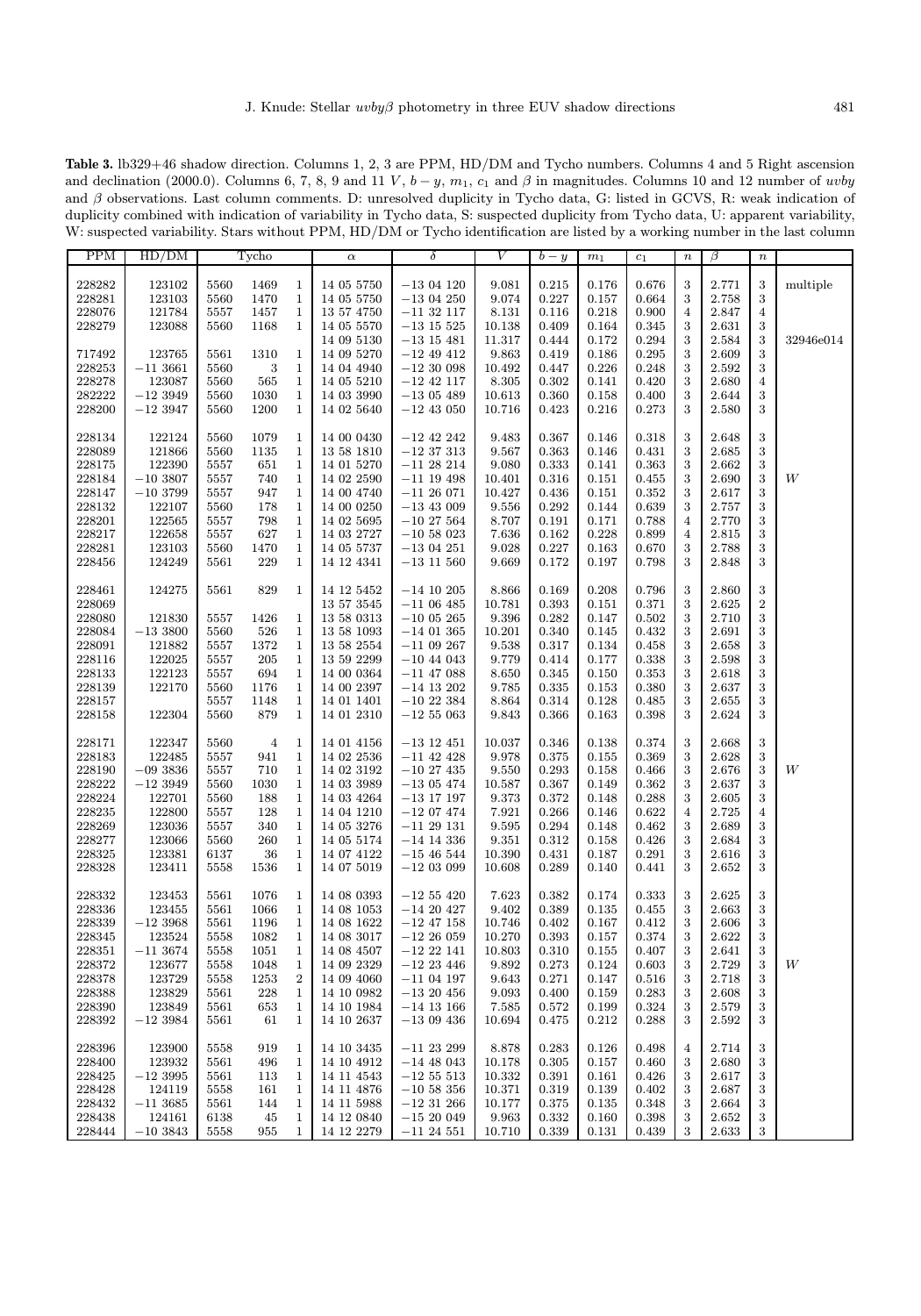**Table 3.** lb329+46 shadow direction. Columns 1, 2, 3 are PPM, HD/DM and Tycho numbers. Columns 4 and 5 Right ascension and declination (2000.0). Columns 6, 7, 8, 9 and 11 $V$, $b-y$, $m_1$, $c_1$ and $\beta$ in magnitudes. Columns 10 and 12 number of $uvby$ and $\beta$ observations. Last column comments. D: unresolved duplicity in Tycho data, G: listed in GCVS, R: weak indication of duplicity combined with indication of variability in Tycho data, S: suspected duplicity from Tycho data, U: apparent variability, W: suspected variability. Stars without PPM, HD/DM or Tycho identification are listed by a working number in the last column

| PPM | HD/DM | Tycho | | | $\alpha$ | $\delta$ | $V$ | $b-y$ | $m_1$ | $c_1$ | $n$ | $\beta$ | $n$ | |
|---|---|---|---|---|---|---|---|---|---|---|---|---|---|---|
| 228282 | 123102 | 5560 | 1469 | 1 | 14 05 5750 | −13 04 120 | 9.081 | 0.215 | 0.176 | 0.676 | 3 | 2.771 | 3 | multiple |
| 228281 | 123103 | 5560 | 1470 | 1 | 14 05 5750 | −13 04 250 | 9.074 | 0.227 | 0.157 | 0.664 | 3 | 2.758 | 3 | |
| 228076 | 121784 | 5557 | 1457 | 1 | 13 57 4750 | −11 32 117 | 8.131 | 0.116 | 0.218 | 0.900 | 4 | 2.847 | 4 | |
| 228279 | 123088 | 5560 | 1168 | 1 | 14 05 5570 | −13 15 525 | 10.138 | 0.409 | 0.164 | 0.345 | 3 | 2.631 | 3 | |
| | | | | | 14 09 5130 | −13 15 481 | 11.317 | 0.444 | 0.172 | 0.294 | 3 | 2.584 | 3 | 32946e014 |
| 717492 | 123765 | 5561 | 1310 | 1 | 14 09 5270 | −12 49 412 | 9.863 | 0.419 | 0.186 | 0.295 | 3 | 2.609 | 3 | |
| 228253 | −11 3661 | 5560 | 3 | 1 | 14 04 4940 | −12 30 098 | 10.492 | 0.447 | 0.226 | 0.248 | 3 | 2.592 | 3 | |
| 228278 | 123087 | 5560 | 565 | 1 | 14 05 5210 | −12 42 117 | 8.305 | 0.302 | 0.141 | 0.420 | 3 | 2.680 | 4 | |
| 282222 | −12 3949 | 5560 | 1030 | 1 | 14 03 3990 | −13 05 489 | 10.613 | 0.360 | 0.158 | 0.400 | 3 | 2.644 | 3 | |
| 228200 | −12 3947 | 5560 | 1200 | 1 | 14 02 5640 | −12 43 050 | 10.716 | 0.423 | 0.216 | 0.273 | 3 | 2.580 | 3 | |
| 228134 | 122124 | 5560 | 1079 | 1 | 14 00 0430 | −12 42 242 | 9.483 | 0.367 | 0.146 | 0.318 | 3 | 2.648 | 3 | |
| 228089 | 121866 | 5560 | 1135 | 1 | 13 58 1810 | −12 37 313 | 9.567 | 0.363 | 0.146 | 0.431 | 3 | 2.685 | 3 | |
| 228175 | 122390 | 5557 | 651 | 1 | 14 01 5270 | −11 28 214 | 9.080 | 0.333 | 0.141 | 0.363 | 3 | 2.662 | 3 | |
| 228184 | −10 3807 | 5557 | 740 | 1 | 14 02 2590 | −11 19 498 | 10.401 | 0.316 | 0.151 | 0.455 | 3 | 2.690 | 3 | W |
| 228147 | −10 3799 | 5557 | 947 | 1 | 14 00 4740 | −11 26 071 | 10.427 | 0.436 | 0.151 | 0.352 | 3 | 2.617 | 3 | |
| 228132 | 122107 | 5560 | 178 | 1 | 14 00 0250 | −13 43 009 | 9.556 | 0.292 | 0.144 | 0.639 | 3 | 2.757 | 3 | |
| 228201 | 122565 | 5557 | 798 | 1 | 14 02 5695 | −10 27 564 | 8.707 | 0.191 | 0.171 | 0.788 | 4 | 2.770 | 3 | |
| 228217 | 122658 | 5557 | 627 | 1 | 14 03 2727 | −10 58 023 | 7.636 | 0.162 | 0.228 | 0.899 | 4 | 2.815 | 3 | |
| 228281 | 123103 | 5560 | 1470 | 1 | 14 05 5737 | −13 04 251 | 9.028 | 0.227 | 0.163 | 0.670 | 3 | 2.788 | 3 | |
| 228456 | 124249 | 5561 | 229 | 1 | 14 12 4341 | −13 11 560 | 9.669 | 0.172 | 0.197 | 0.798 | 3 | 2.848 | 3 | |
| 228461 | 124275 | 5561 | 829 | 1 | 14 12 5452 | −14 10 205 | 8.866 | 0.169 | 0.208 | 0.796 | 3 | 2.860 | 3 | |
| 228069 | | | | | 13 57 3545 | −11 06 485 | 10.781 | 0.393 | 0.151 | 0.371 | 3 | 2.625 | 2 | |
| 228080 | 121830 | 5557 | 1426 | 1 | 13 58 0313 | −10 05 265 | 9.396 | 0.282 | 0.147 | 0.502 | 3 | 2.710 | 3 | |
| 228084 | −13 3800 | 5560 | 526 | 1 | 13 58 1093 | −14 01 365 | 10.201 | 0.340 | 0.145 | 0.432 | 3 | 2.691 | 3 | |
| 228091 | 121882 | 5557 | 1372 | 1 | 13 58 2554 | −11 09 267 | 9.538 | 0.317 | 0.134 | 0.458 | 3 | 2.658 | 3 | |
| 228116 | 122025 | 5557 | 205 | 1 | 13 59 2299 | −10 44 043 | 9.779 | 0.414 | 0.177 | 0.338 | 3 | 2.598 | 3 | |
| 228133 | 122123 | 5557 | 694 | 1 | 14 00 0364 | −11 47 088 | 8.650 | 0.345 | 0.150 | 0.353 | 3 | 2.618 | 3 | |
| 228139 | 122170 | 5560 | 1176 | 1 | 14 00 2397 | −14 13 202 | 9.785 | 0.335 | 0.153 | 0.380 | 3 | 2.637 | 3 | |
| 228157 | | 5557 | 1148 | 1 | 14 01 1401 | −10 22 384 | 8.864 | 0.314 | 0.128 | 0.485 | 3 | 2.655 | 3 | |
| 228158 | 122304 | 5560 | 879 | 1 | 14 01 2310 | −12 55 063 | 9.843 | 0.366 | 0.163 | 0.398 | 3 | 2.624 | 3 | |
| 228171 | 122347 | 5560 | 4 | 1 | 14 01 4156 | −13 12 451 | 10.037 | 0.346 | 0.138 | 0.374 | 3 | 2.668 | 3 | |
| 228183 | 122485 | 5557 | 941 | 1 | 14 02 2536 | −11 42 428 | 9.978 | 0.375 | 0.155 | 0.369 | 3 | 2.628 | 3 | |
| 228190 | −09 3836 | 5557 | 710 | 1 | 14 02 3192 | −10 27 435 | 9.550 | 0.293 | 0.158 | 0.466 | 3 | 2.676 | 3 | W |
| 228222 | −12 3949 | 5560 | 1030 | 1 | 14 03 3989 | −13 05 474 | 10.587 | 0.367 | 0.149 | 0.362 | 3 | 2.637 | 3 | |
| 228224 | 122701 | 5560 | 188 | 1 | 14 03 4264 | −13 17 197 | 9.373 | 0.372 | 0.148 | 0.288 | 3 | 2.605 | 3 | |
| 228235 | 122800 | 5557 | 128 | 1 | 14 04 1210 | −12 07 474 | 7.921 | 0.266 | 0.146 | 0.622 | 4 | 2.725 | 4 | |
| 228269 | 123036 | 5557 | 340 | 1 | 14 05 3276 | −11 29 131 | 9.595 | 0.294 | 0.148 | 0.462 | 3 | 2.689 | 3 | |
| 228277 | 123066 | 5560 | 260 | 1 | 14 05 5174 | −14 14 336 | 9.351 | 0.312 | 0.158 | 0.426 | 3 | 2.684 | 3 | |
| 228325 | 123381 | 6137 | 36 | 1 | 14 07 4122 | −15 46 544 | 10.390 | 0.431 | 0.187 | 0.291 | 3 | 2.616 | 3 | |
| 228328 | 123411 | 5558 | 1536 | 1 | 14 07 5019 | −12 03 099 | 10.608 | 0.289 | 0.140 | 0.441 | 3 | 2.652 | 3 | |
| 228332 | 123453 | 5561 | 1076 | 1 | 14 08 0393 | −12 55 420 | 7.623 | 0.382 | 0.174 | 0.333 | 3 | 2.625 | 3 | |
| 228336 | 123455 | 5561 | 1066 | 1 | 14 08 1053 | −14 20 427 | 9.402 | 0.389 | 0.135 | 0.455 | 3 | 2.663 | 3 | |
| 228339 | −12 3968 | 5561 | 1196 | 1 | 14 08 1622 | −12 47 158 | 10.746 | 0.402 | 0.167 | 0.412 | 3 | 2.606 | 3 | |
| 228345 | 123524 | 5558 | 1082 | 1 | 14 08 3017 | −12 26 059 | 10.270 | 0.393 | 0.157 | 0.374 | 3 | 2.622 | 3 | |
| 228351 | −11 3674 | 5558 | 1051 | 1 | 14 08 4507 | −12 22 141 | 10.803 | 0.310 | 0.155 | 0.407 | 3 | 2.641 | 3 | |
| 228372 | 123677 | 5558 | 1048 | 1 | 14 09 2329 | −12 23 446 | 9.892 | 0.273 | 0.124 | 0.603 | 3 | 2.729 | 3 | W |
| 228378 | 123729 | 5558 | 1253 | 2 | 14 09 4060 | −11 04 197 | 9.643 | 0.271 | 0.147 | 0.516 | 3 | 2.718 | 3 | |
| 228388 | 123829 | 5561 | 228 | 1 | 14 10 0982 | −13 20 456 | 9.093 | 0.400 | 0.159 | 0.283 | 3 | 2.608 | 3 | |
| 228390 | 123849 | 5561 | 653 | 1 | 14 10 1984 | −14 13 166 | 7.585 | 0.572 | 0.199 | 0.324 | 3 | 2.579 | 3 | |
| 228392 | −12 3984 | 5561 | 61 | 1 | 14 10 2637 | −13 09 436 | 10.694 | 0.475 | 0.212 | 0.288 | 3 | 2.592 | 3 | |
| 228396 | 123900 | 5558 | 919 | 1 | 14 10 3435 | −11 23 299 | 8.878 | 0.283 | 0.126 | 0.498 | 4 | 2.714 | 3 | |
| 228400 | 123932 | 5561 | 496 | 1 | 14 10 4912 | −14 48 043 | 10.178 | 0.305 | 0.157 | 0.460 | 3 | 2.680 | 3 | |
| 228425 | −12 3995 | 5561 | 113 | 1 | 14 11 4543 | −12 55 513 | 10.332 | 0.391 | 0.161 | 0.426 | 3 | 2.617 | 3 | |
| 228428 | 124119 | 5558 | 161 | 1 | 14 11 4876 | −10 58 356 | 10.371 | 0.319 | 0.139 | 0.402 | 3 | 2.687 | 3 | |
| 228432 | −11 3685 | 5561 | 144 | 1 | 14 11 5988 | −12 31 266 | 10.177 | 0.375 | 0.135 | 0.348 | 3 | 2.664 | 3 | |
| 228438 | 124161 | 6138 | 45 | 1 | 14 12 0840 | −15 20 049 | 9.963 | 0.332 | 0.160 | 0.398 | 3 | 2.652 | 3 | |
| 228444 | −10 3843 | 5558 | 955 | 1 | 14 12 2279 | −11 24 551 | 10.710 | 0.339 | 0.131 | 0.439 | 3 | 2.633 | 3 | |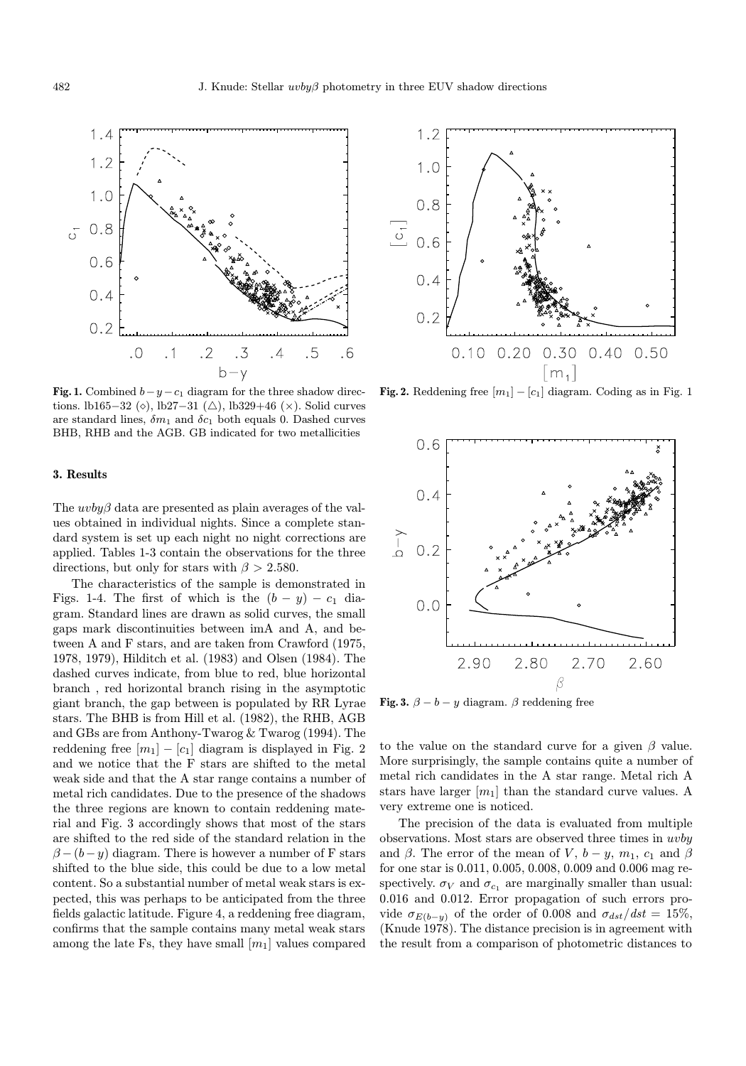**Fig. 1.** Combined $b-y-c_1$ diagram for the three shadow directions. lb165−32 (◇), lb27−31 (△), lb329+46 (×). Solid curves are standard lines, $\delta m_1$ and $\delta c_1$ both equals 0. Dashed curves BHB, RHB and the AGB. GB indicated for two metallicities

**Fig. 2.** Reddening free $[m_1]-[c_1]$ diagram. Coding as in Fig. 1

**Fig. 3.** $\beta - b - y$ diagram. $\beta$ reddening free

### 3. Results

The $uvby\beta$ data are presented as plain averages of the values obtained in individual nights. Since a complete standard system is set up each night no night corrections are applied. Tables 1-3 contain the observations for the three directions, but only for stars with $\beta > 2.580$.

The characteristics of the sample is demonstrated in Figs. 1-4. The first of which is the $(b-y)-c_1$ diagram. Standard lines are drawn as solid curves, the small gaps mark discontinuities between imA and A, and between A and F stars, and are taken from Crawford (1975, 1978, 1979), Hilditch et al. (1983) and Olsen (1984). The dashed curves indicate, from blue to red, blue horizontal branch , red horizontal branch rising in the asymptotic giant branch, the gap between is populated by RR Lyrae stars. The BHB is from Hill et al. (1982), the RHB, AGB and GBs are from Anthony-Twarog & Twarog (1994). The reddening free $[m_1]-[c_1]$ diagram is displayed in Fig. 2 and we notice that the F stars are shifted to the metal weak side and that the A star range contains a number of metal rich candidates. Due to the presence of the shadows the three regions are known to contain reddening material and Fig. 3 accordingly shows that most of the stars are shifted to the red side of the standard relation in the $\beta-(b-y)$ diagram. There is however a number of F stars shifted to the blue side, this could be due to a low metal content. So a substantial number of metal weak stars is expected, this was perhaps to be anticipated from the three fields galactic latitude. Figure 4, a reddening free diagram, confirms that the sample contains many metal weak stars among the late Fs, they have small $[m_1]$ values compared to the value on the standard curve for a given $\beta$ value. More surprisingly, the sample contains quite a number of metal rich candidates in the A star range. Metal rich A stars have larger $[m_1]$ than the standard curve values. A very extreme one is noticed.

The precision of the data is evaluated from multiple observations. Most stars are observed three times in $uvby$ and $\beta$. The error of the mean of $V$, $b-y$, $m_1$, $c_1$ and $\beta$ for one star is 0.011, 0.005, 0.008, 0.009 and 0.006 mag respectively. $\sigma_V$ and $\sigma_{c_1}$ are marginally smaller than usual: 0.016 and 0.012. Error propagation of such errors provide $\sigma_{E(b-y)}$ of the order of 0.008 and $\sigma_{dst}/dst = 15\%$, (Knude 1978). The distance precision is in agreement with the result from a comparison of photometric distances to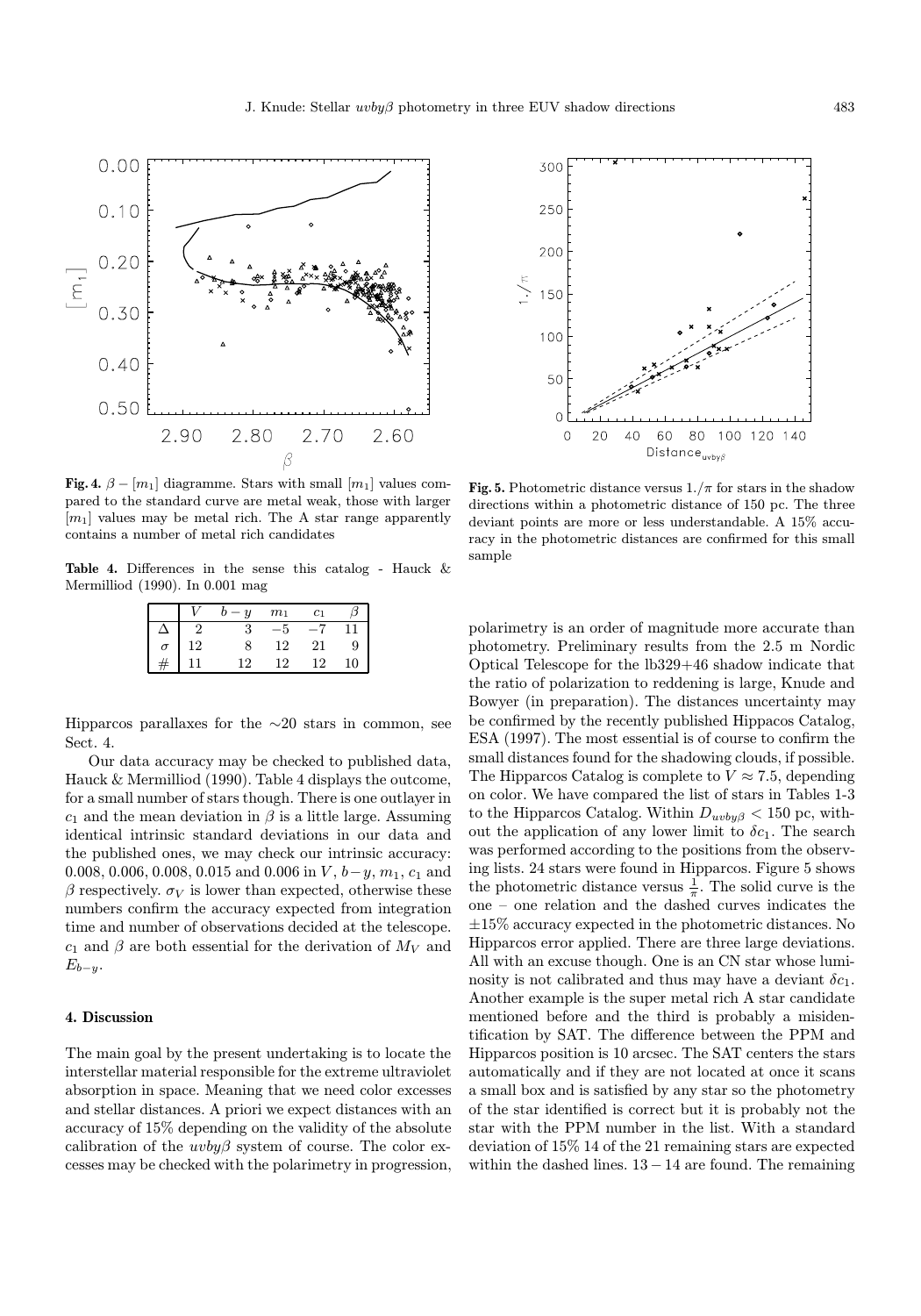**Fig. 4.** $\beta - [m_1]$ diagramme. Stars with small $[m_1]$ values compared to the standard curve are metal weak, those with larger $[m_1]$ values may be metal rich. The A star range apparently contains a number of metal rich candidates

**Fig. 5.** Photometric distance versus $1./\pi$ for stars in the shadow directions within a photometric distance of 150 pc. The three deviant points are more or less understandable. A 15% accuracy in the photometric distances are confirmed for this small sample

**Table 4.** Differences in the sense this catalog - Hauck & Mermilliod (1990). In 0.001 mag

| | $V$ | $b-y$ | $m_1$ | $c_1$ | $\beta$ |
|---|---|---|---|---|---|
| $\Delta$ | 2 | 3 | $-5$ | $-7$ | 11 |
| $\sigma$ | 12 | 8 | 12 | 21 | 9 |
| # | 11 | 12 | 12 | 12 | 10 |

Hipparcos parallaxes for the $\sim$20 stars in common, see Sect. 4.

Our data accuracy may be checked to published data, Hauck & Mermilliod (1990). Table 4 displays the outcome, for a small number of stars though. There is one outlayer in $c_1$ and the mean deviation in $\beta$ is a little large. Assuming identical intrinsic standard deviations in our data and the published ones, we may check our intrinsic accuracy: 0.008, 0.006, 0.008, 0.015 and 0.006 in $V$, $b-y$, $m_1$, $c_1$ and $\beta$ respectively. $\sigma_V$ is lower than expected, otherwise these numbers confirm the accuracy expected from integration time and number of observations decided at the telescope. $c_1$ and $\beta$ are both essential for the derivation of $M_V$ and $E_{b-y}$.

## 4. Discussion

The main goal by the present undertaking is to locate the interstellar material responsible for the extreme ultraviolet absorption in space. Meaning that we need color excesses and stellar distances. A priori we expect distances with an accuracy of 15% depending on the validity of the absolute calibration of the $uvby\beta$ system of course. The color excesses may be checked with the polarimetry in progression, polarimetry is an order of magnitude more accurate than photometry. Preliminary results from the 2.5 m Nordic Optical Telescope for the lb329+46 shadow indicate that the ratio of polarization to reddening is large, Knude and Bowyer (in preparation). The distances uncertainty may be confirmed by the recently published Hippacos Catalog, ESA (1997). The most essential is of course to confirm the small distances found for the shadowing clouds, if possible. The Hipparcos Catalog is complete to $V \approx 7.5$, depending on color. We have compared the list of stars in Tables 1-3 to the Hipparcos Catalog. Within $D_{uvby\beta} < 150$ pc, without the application of any lower limit to $\delta c_1$. The search was performed according to the positions from the observing lists. 24 stars were found in Hipparcos. Figure 5 shows the photometric distance versus $\frac{1}{\pi}$. The solid curve is the one – one relation and the dashed curves indicates the $\pm 15\%$ accuracy expected in the photometric distances. No Hipparcos error applied. There are three large deviations. All with an excuse though. One is an CN star whose luminosity is not calibrated and thus may have a deviant $\delta c_1$. Another example is the super metal rich A star candidate mentioned before and the third is probably a misidentification by SAT. The difference between the PPM and Hipparcos position is 10 arcsec. The SAT centers the stars automatically and if they are not located at once it scans a small box and is satisfied by any star so the photometry of the star identified is correct but it is probably not the star with the PPM number in the list. With a standard deviation of 15% 14 of the 21 remaining stars are expected within the dashed lines. $13 - 14$ are found. The remaining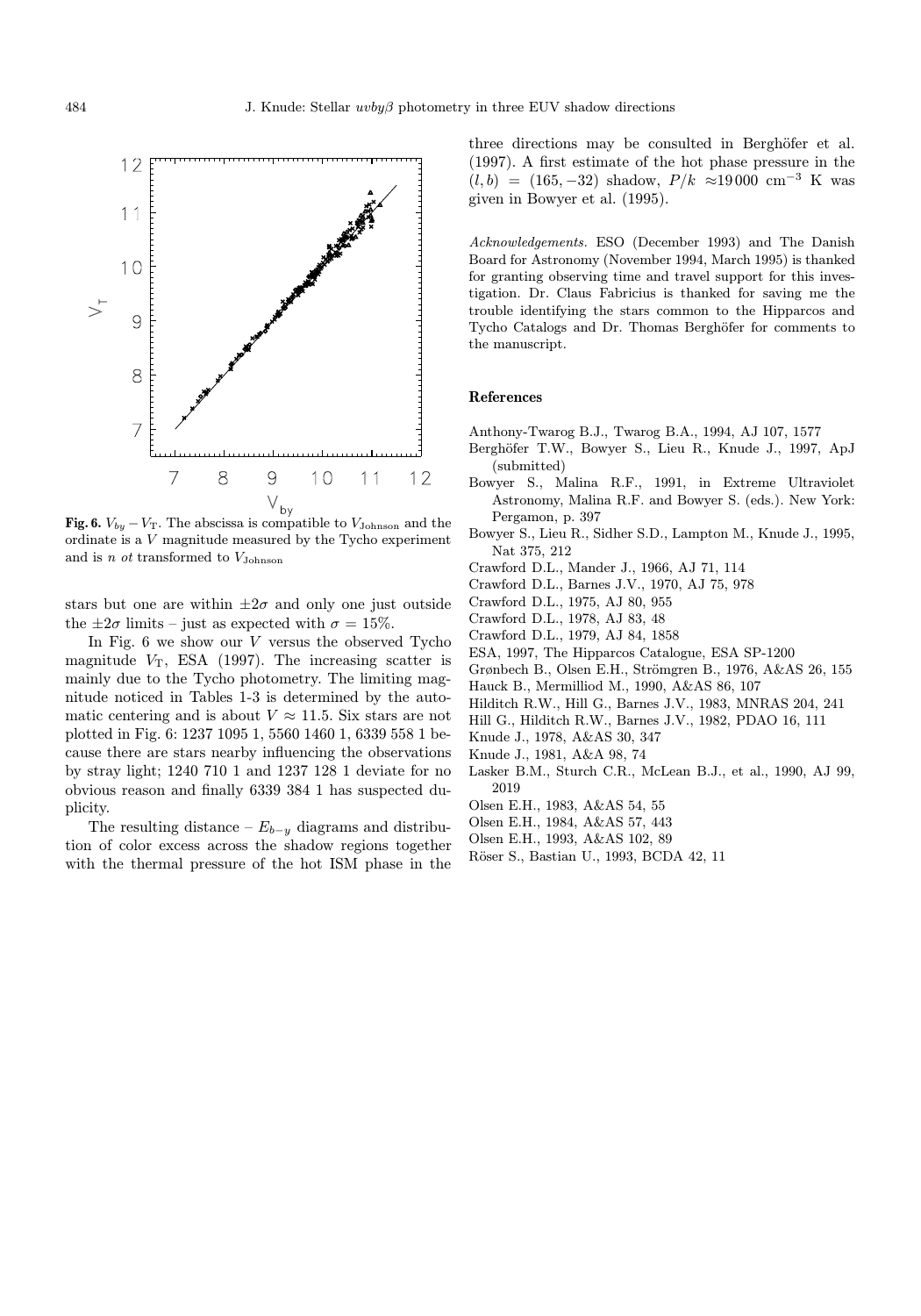12
11
10
9
8
7

7 8 9 10 11 12

$V_T$

$V_{by}$

**Fig. 6.** $V_{by} - V_{\rm T}$. The abscissa is compatible to $V_{\rm Johnson}$ and the ordinate is a $V$ magnitude measured by the Tycho experiment and is *n ot* transformed to $V_{\rm Johnson}$

stars but one are within $\pm 2\sigma$ and only one just outside the $\pm 2\sigma$ limits – just as expected with $\sigma = 15\%$.

In Fig. 6 we show our $V$ versus the observed Tycho magnitude $V_{\rm T}$, ESA (1997). The increasing scatter is mainly due to the Tycho photometry. The limiting magnitude noticed in Tables 1-3 is determined by the automatic centering and is about $V \approx 11.5$. Six stars are not plotted in Fig. 6: 1237 1095 1, 5560 1460 1, 6339 558 1 because there are stars nearby influencing the observations by stray light; 1240 710 1 and 1237 128 1 deviate for no obvious reason and finally 6339 384 1 has suspected duplicity.

The resulting distance – $E_{b-y}$ diagrams and distribution of color excess across the shadow regions together with the thermal pressure of the hot ISM phase in the three directions may be consulted in Berghöfer et al. (1997). A first estimate of the hot phase pressure in the $(l, b) = (165, -32)$ shadow, $P/k \approx 19\,000$ cm$^{-3}$ K was given in Bowyer et al. (1995).

*Acknowledgements.* ESO (December 1993) and The Danish Board for Astronomy (November 1994, March 1995) is thanked for granting observing time and travel support for this investigation. Dr. Claus Fabricius is thanked for saving me the trouble identifying the stars common to the Hipparcos and Tycho Catalogs and Dr. Thomas Berghöfer for comments to the manuscript.

## References

- Anthony-Twarog B.J., Twarog B.A., 1994, AJ 107, 1577
- Berghöfer T.W., Bowyer S., Lieu R., Knude J., 1997, ApJ (submitted)
- Bowyer S., Malina R.F., 1991, in Extreme Ultraviolet Astronomy, Malina R.F. and Bowyer S. (eds.). New York: Pergamon, p. 397
- Bowyer S., Lieu R., Sidher S.D., Lampton M., Knude J., 1995, Nat 375, 212
- Crawford D.L., Mander J., 1966, AJ 71, 114
- Crawford D.L., Barnes J.V., 1970, AJ 75, 978
- Crawford D.L., 1975, AJ 80, 955
- Crawford D.L., 1978, AJ 83, 48
- Crawford D.L., 1979, AJ 84, 1858
- ESA, 1997, The Hipparcos Catalogue, ESA SP-1200
- Grønbech B., Olsen E.H., Strömgren B., 1976, A&AS 26, 155
- Hauck B., Mermilliod M., 1990, A&AS 86, 107
- Hilditch R.W., Hill G., Barnes J.V., 1983, MNRAS 204, 241
- Hill G., Hilditch R.W., Barnes J.V., 1982, PDAO 16, 111
- Knude J., 1978, A&AS 30, 347
- Knude J., 1981, A&A 98, 74
- Lasker B.M., Sturch C.R., McLean B.J., et al., 1990, AJ 99, 2019
- Olsen E.H., 1983, A&AS 54, 55
- Olsen E.H., 1984, A&AS 57, 443
- Olsen E.H., 1993, A&AS 102, 89
- Röser S., Bastian U., 1993, BCDA 42, 11